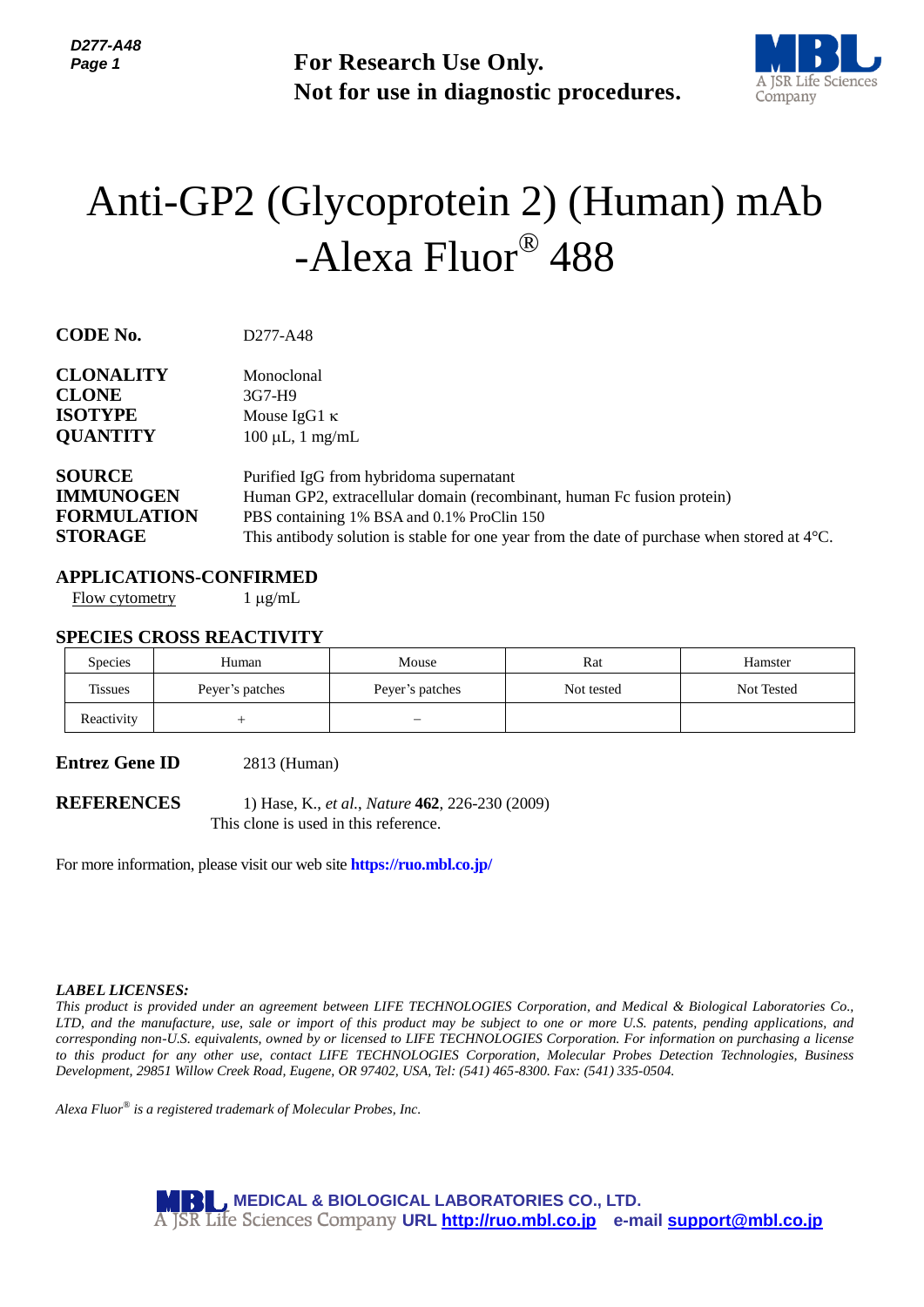**For Research Use Only.**
**Not for use in diagnostic procedures.**

# Anti-GP2 (Glycoprotein 2) (Human) mAb -Alexa Fluor® 488

**CODE No.** D277-A48

**CLONALITY** Monoclonal
**CLONE** 3G7-H9
**ISOTYPE** Mouse IgG1 κ
**QUANTITY** 100 µL, 1 mg/mL

**SOURCE** Purified IgG from hybridoma supernatant
**IMMUNOGEN** Human GP2, extracellular domain (recombinant, human Fc fusion protein)
**FORMULATION** PBS containing 1% BSA and 0.1% ProClin 150
**STORAGE** This antibody solution is stable for one year from the date of purchase when stored at 4°C.

## APPLICATIONS-CONFIRMED

Flow cytometry 1 µg/mL

## SPECIES CROSS REACTIVITY

| Species | Human | Mouse | Rat | Hamster |
|---|---|---|---|---|
| Tissues | Peyer's patches | Peyer's patches | Not tested | Not Tested |
| Reactivity | + | − | | |

**Entrez Gene ID** 2813 (Human)

**REFERENCES** 1) Hase, K., *et al.*, *Nature* **462**, 226-230 (2009)
This clone is used in this reference.

For more information, please visit our web site **https://ruo.mbl.co.jp/**

***LABEL LICENSES:***
*This product is provided under an agreement between LIFE TECHNOLOGIES Corporation, and Medical & Biological Laboratories Co., LTD, and the manufacture, use, sale or import of this product may be subject to one or more U.S. patents, pending applications, and corresponding non-U.S. equivalents, owned by or licensed to LIFE TECHNOLOGIES Corporation. For information on purchasing a license to this product for any other use, contact LIFE TECHNOLOGIES Corporation, Molecular Probes Detection Technologies, Business Development, 29851 Willow Creek Road, Eugene, OR 97402, USA, Tel: (541) 465-8300. Fax: (541) 335-0504.*

*Alexa Fluor® is a registered trademark of Molecular Probes, Inc.*

**MEDICAL & BIOLOGICAL LABORATORIES CO., LTD.**
A JSR Life Sciences Company **URL http://ruo.mbl.co.jp e-mail support@mbl.co.jp**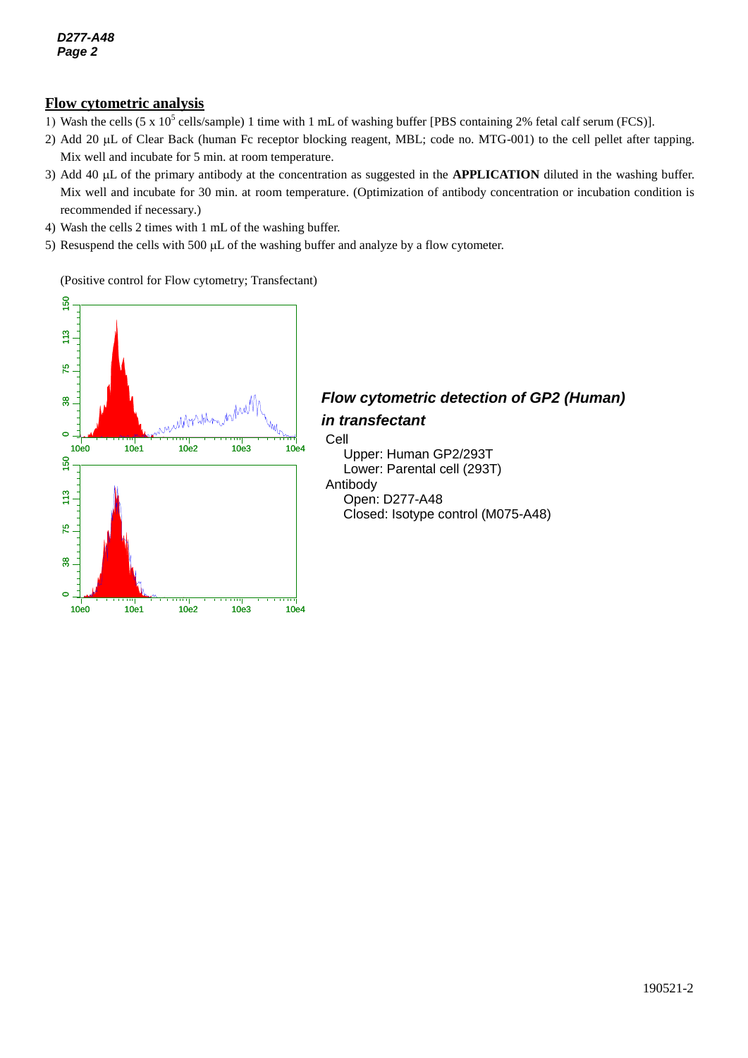## Flow cytometric analysis

1) Wash the cells ($5 \times 10^5$ cells/sample) 1 time with 1 mL of washing buffer [PBS containing 2% fetal calf serum (FCS)].
2) Add 20 μL of Clear Back (human Fc receptor blocking reagent, MBL; code no. MTG-001) to the cell pellet after tapping. Mix well and incubate for 5 min. at room temperature.
3) Add 40 μL of the primary antibody at the concentration as suggested in the **APPLICATION** diluted in the washing buffer. Mix well and incubate for 30 min. at room temperature. (Optimization of antibody concentration or incubation condition is recommended if necessary.)
4) Wash the cells 2 times with 1 mL of the washing buffer.
5) Resuspend the cells with 500 μL of the washing buffer and analyze by a flow cytometer.

(Positive control for Flow cytometry; Transfectant)

150
113
75
38
0
10e0 10e1 10e2 10e3 10e4

150
113
75
38
0
10e0 10e1 10e2 10e3 10e4

***Flow cytometric detection of GP2 (Human) in transfectant***

Cell
- Upper: Human GP2/293T
- Lower: Parental cell (293T)

Antibody
- Open: D277-A48
- Closed: Isotype control (M075-A48)